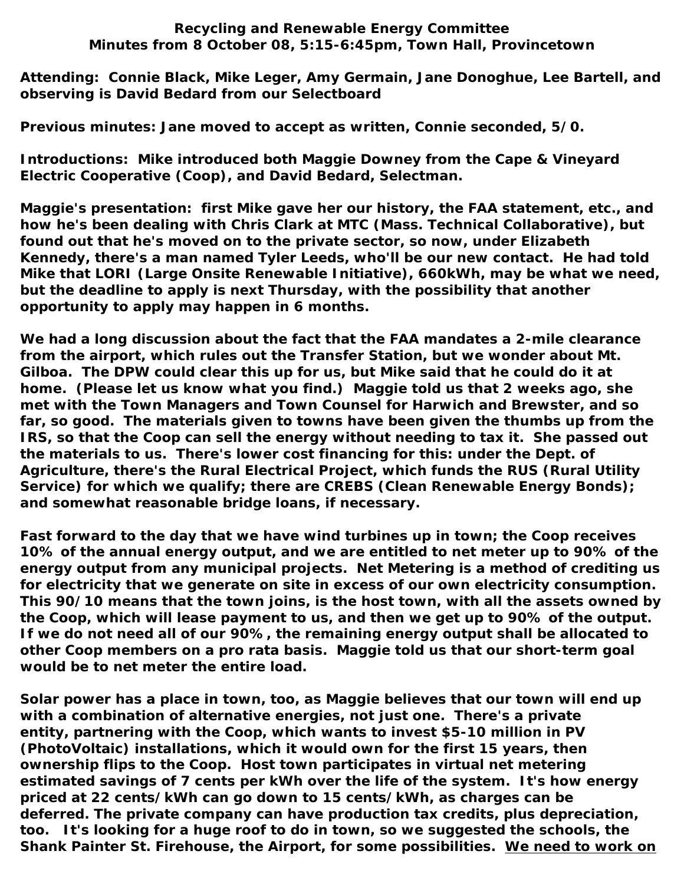**Recycling and Renewable Energy Committee**
**Minutes from 8 October 08, 5:15-6:45pm, Town Hall, Provincetown**

**Attending: Connie Black, Mike Leger, Amy Germain, Jane Donoghue, Lee Bartell, and observing is David Bedard from our Selectboard**

**Previous minutes: Jane moved to accept as written, Connie seconded, 5/0.**

**Introductions: Mike introduced both Maggie Downey from the Cape & Vineyard Electric Cooperative (Coop), and David Bedard, Selectman.**

**Maggie's presentation: first Mike gave her our history, the FAA statement, etc., and how he's been dealing with Chris Clark at MTC (Mass. Technical Collaborative), but found out that he's moved on to the private sector, so now, under Elizabeth Kennedy, there's a man named Tyler Leeds, who'll be our new contact. He had told Mike that LORI (Large Onsite Renewable Initiative), 660kWh, may be what we need, but the deadline to apply is next Thursday, with the possibility that another opportunity to apply may happen in 6 months.**

**We had a long discussion about the fact that the FAA mandates a 2-mile clearance from the airport, which rules out the Transfer Station, but we wonder about Mt. Gilboa. The DPW could clear this up for us, but Mike said that he could do it at home. (Please let us know what you find.) Maggie told us that 2 weeks ago, she met with the Town Managers and Town Counsel for Harwich and Brewster, and so far, so good. The materials given to towns have been given the thumbs up from the IRS, so that the Coop can sell the energy without needing to tax it. She passed out the materials to us. There's lower cost financing for this: under the Dept. of Agriculture, there's the Rural Electrical Project, which funds the RUS (Rural Utility Service) for which we qualify; there are CREBS (Clean Renewable Energy Bonds); and somewhat reasonable bridge loans, if necessary.**

**Fast forward to the day that we have wind turbines up in town; the Coop receives 10% of the annual energy output, and we are entitled to net meter up to 90% of the energy output from any municipal projects. Net Metering is a method of crediting us for electricity that we generate on site in excess of our own electricity consumption. This 90/10 means that the town joins, is the host town, with all the assets owned by the Coop, which will lease payment to us, and then we get up to 90% of the output. If we do not need all of our 90%, the remaining energy output shall be allocated to other Coop members on a pro rata basis. Maggie told us that our short-term goal would be to net meter the entire load.**

**Solar power has a place in town, too, as Maggie believes that our town will end up with a combination of alternative energies, not just one. There's a private entity, partnering with the Coop, which wants to invest $5-10 million in PV (PhotoVoltaic) installations, which it would own for the first 15 years, then ownership flips to the Coop. Host town participates in virtual net metering estimated savings of 7 cents per kWh over the life of the system. It's how energy priced at 22 cents/kWh can go down to 15 cents/kWh, as charges can be deferred. The private company can have production tax credits, plus depreciation, too. It's looking for a huge roof to do in town, so we suggested the schools, the Shank Painter St. Firehouse, the Airport, for some possibilities. <u>We need to work on</u>**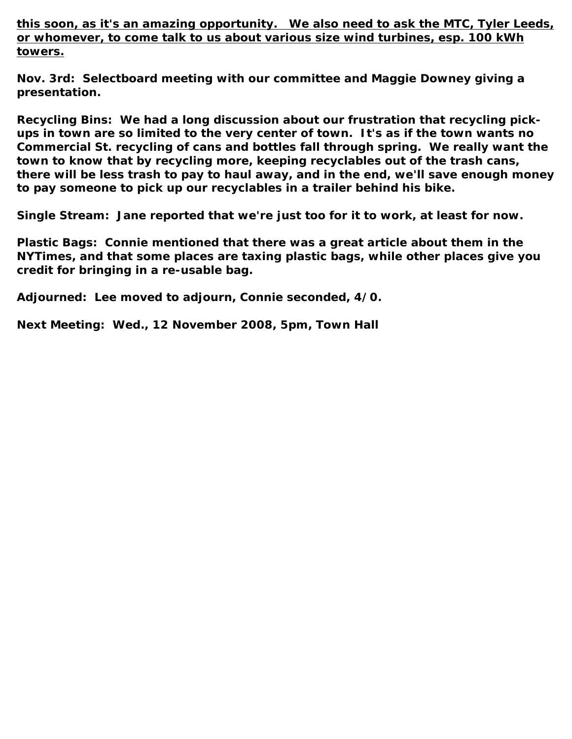**<u>this soon, as it's an amazing opportunity. We also need to ask the MTC, Tyler Leeds, or whomever, to come talk to us about various size wind turbines, esp. 100 kWh towers.</u>**

**Nov. 3rd: Selectboard meeting with our committee and Maggie Downey giving a presentation.**

**Recycling Bins: We had a long discussion about our frustration that recycling pick-ups in town are so limited to the very center of town. It's as if the town wants no Commercial St. recycling of cans and bottles fall through spring. We really want the town to know that by recycling more, keeping recyclables out of the trash cans, there will be less trash to pay to haul away, and in the end, we'll save enough money to pay someone to pick up our recyclables in a trailer behind his bike.**

**Single Stream: Jane reported that we're just too for it to work, at least for now.**

**Plastic Bags: Connie mentioned that there was a great article about them in the NYTimes, and that some places are taxing plastic bags, while other places give you credit for bringing in a re-usable bag.**

**Adjourned: Lee moved to adjourn, Connie seconded, 4/0.**

**Next Meeting: Wed., 12 November 2008, 5pm, Town Hall**